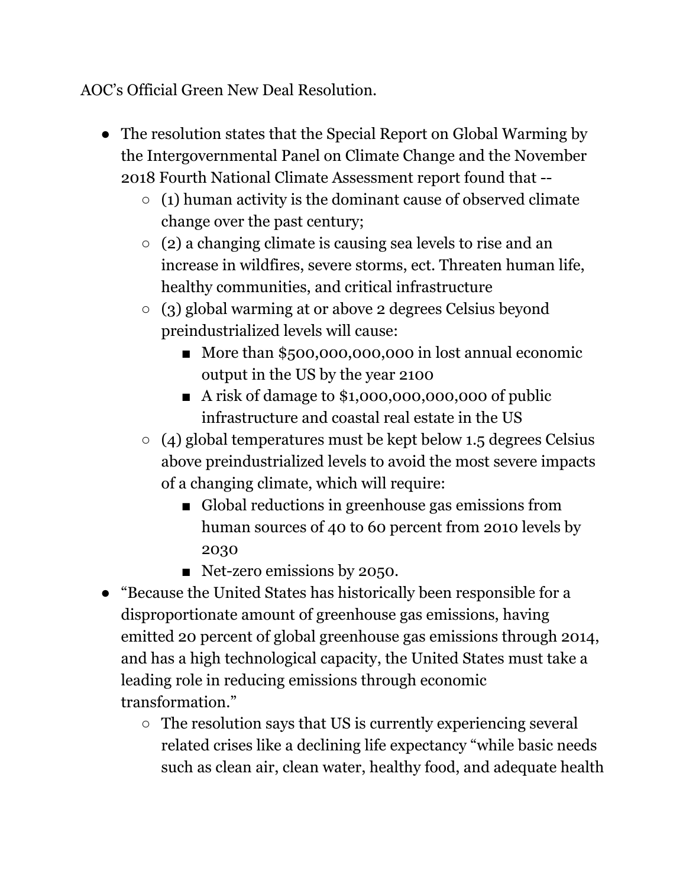AOC's Official Green New Deal Resolution.

- The resolution states that the Special Report on Global Warming by the Intergovernmental Panel on Climate Change and the November 2018 Fourth National Climate Assessment report found that --
  - (1) human activity is the dominant cause of observed climate change over the past century;
  - (2) a changing climate is causing sea levels to rise and an increase in wildfires, severe storms, ect. Threaten human life, healthy communities, and critical infrastructure
  - (3) global warming at or above 2 degrees Celsius beyond preindustrialized levels will cause:
    - More than $500,000,000,000 in lost annual economic output in the US by the year 2100
    - A risk of damage to $1,000,000,000,000 of public infrastructure and coastal real estate in the US
  - (4) global temperatures must be kept below 1.5 degrees Celsius above preindustrialized levels to avoid the most severe impacts of a changing climate, which will require:
    - Global reductions in greenhouse gas emissions from human sources of 40 to 60 percent from 2010 levels by 2030
    - Net-zero emissions by 2050.
- "Because the United States has historically been responsible for a disproportionate amount of greenhouse gas emissions, having emitted 20 percent of global greenhouse gas emissions through 2014, and has a high technological capacity, the United States must take a leading role in reducing emissions through economic transformation."
  - The resolution says that US is currently experiencing several related crises like a declining life expectancy "while basic needs such as clean air, clean water, healthy food, and adequate health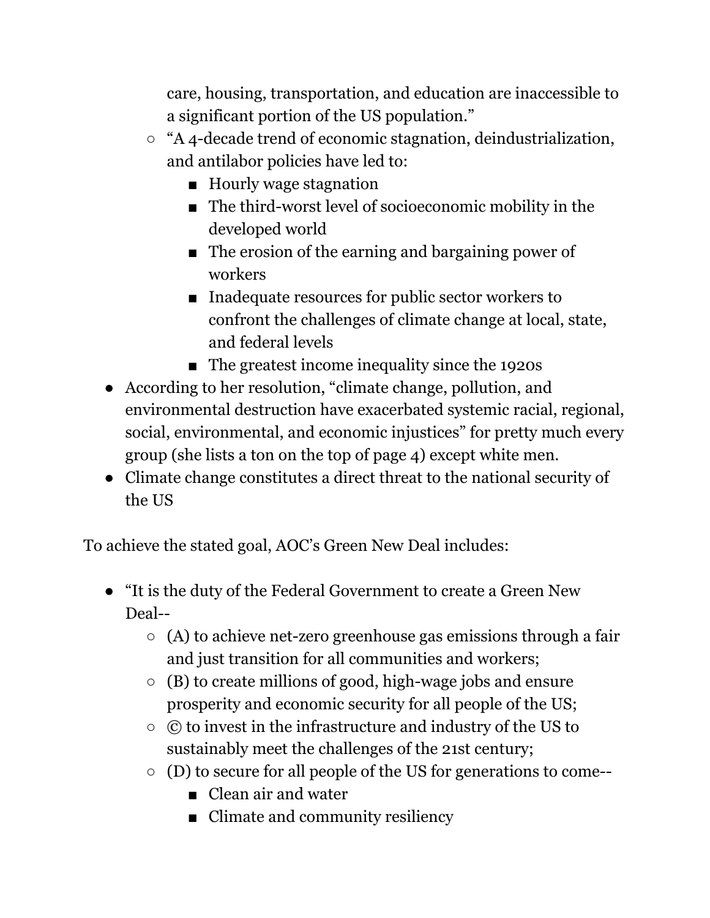care, housing, transportation, and education are inaccessible to a significant portion of the US population."
  - "A 4-decade trend of economic stagnation, deindustrialization, and antilabor policies have led to:
    - Hourly wage stagnation
    - The third-worst level of socioeconomic mobility in the developed world
    - The erosion of the earning and bargaining power of workers
    - Inadequate resources for public sector workers to confront the challenges of climate change at local, state, and federal levels
    - The greatest income inequality since the 1920s
- According to her resolution, "climate change, pollution, and environmental destruction have exacerbated systemic racial, regional, social, environmental, and economic injustices" for pretty much every group (she lists a ton on the top of page 4) except white men.
- Climate change constitutes a direct threat to the national security of the US

To achieve the stated goal, AOC's Green New Deal includes:

- "It is the duty of the Federal Government to create a Green New Deal--
  - (A) to achieve net-zero greenhouse gas emissions through a fair and just transition for all communities and workers;
  - (B) to create millions of good, high-wage jobs and ensure prosperity and economic security for all people of the US;
  - © to invest in the infrastructure and industry of the US to sustainably meet the challenges of the 21st century;
  - (D) to secure for all people of the US for generations to come--
    - Clean air and water
    - Climate and community resiliency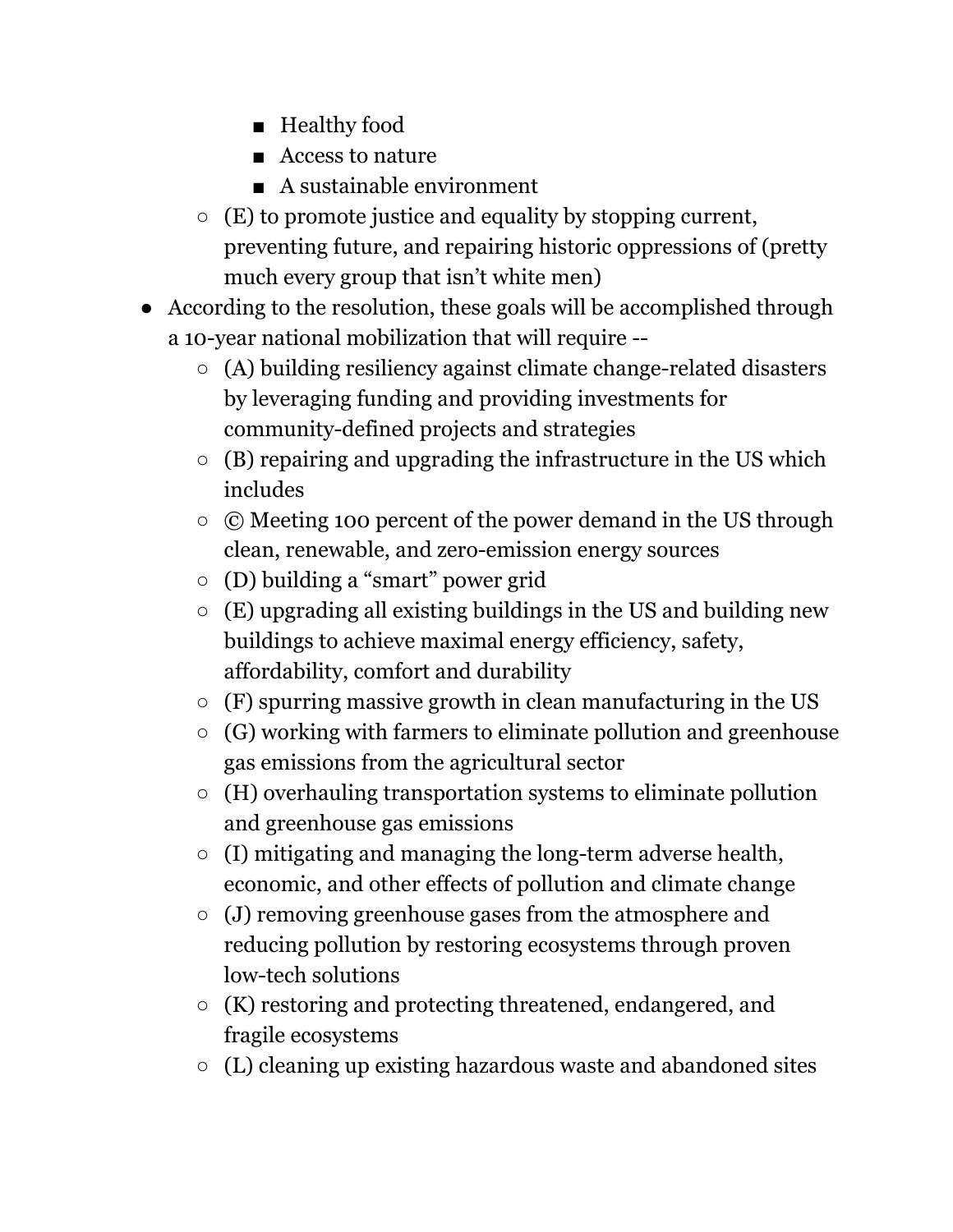- Healthy food
    - Access to nature
    - A sustainable environment
  - (E) to promote justice and equality by stopping current, preventing future, and repairing historic oppressions of (pretty much every group that isn't white men)
- According to the resolution, these goals will be accomplished through a 10-year national mobilization that will require --
  - (A) building resiliency against climate change-related disasters by leveraging funding and providing investments for community-defined projects and strategies
  - (B) repairing and upgrading the infrastructure in the US which includes
  - © Meeting 100 percent of the power demand in the US through clean, renewable, and zero-emission energy sources
  - (D) building a "smart" power grid
  - (E) upgrading all existing buildings in the US and building new buildings to achieve maximal energy efficiency, safety, affordability, comfort and durability
  - (F) spurring massive growth in clean manufacturing in the US
  - (G) working with farmers to eliminate pollution and greenhouse gas emissions from the agricultural sector
  - (H) overhauling transportation systems to eliminate pollution and greenhouse gas emissions
  - (I) mitigating and managing the long-term adverse health, economic, and other effects of pollution and climate change
  - (J) removing greenhouse gases from the atmosphere and reducing pollution by restoring ecosystems through proven low-tech solutions
  - (K) restoring and protecting threatened, endangered, and fragile ecosystems
  - (L) cleaning up existing hazardous waste and abandoned sites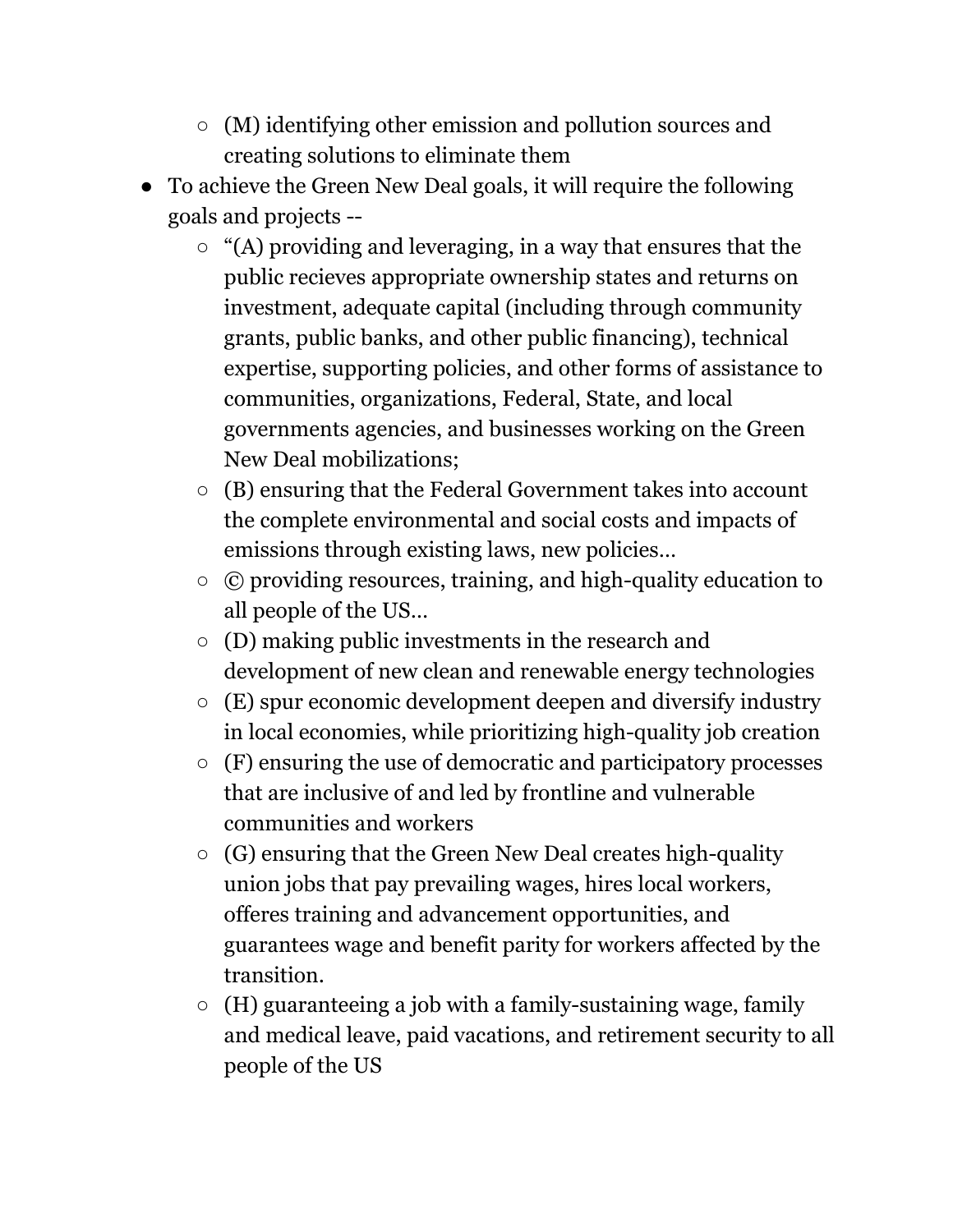- (M) identifying other emission and pollution sources and creating solutions to eliminate them
- To achieve the Green New Deal goals, it will require the following goals and projects --
  - "(A) providing and leveraging, in a way that ensures that the public recieves appropriate ownership states and returns on investment, adequate capital (including through community grants, public banks, and other public financing), technical expertise, supporting policies, and other forms of assistance to communities, organizations, Federal, State, and local governments agencies, and businesses working on the Green New Deal mobilizations;
  - (B) ensuring that the Federal Government takes into account the complete environmental and social costs and impacts of emissions through existing laws, new policies…
  - © providing resources, training, and high-quality education to all people of the US…
  - (D) making public investments in the research and development of new clean and renewable energy technologies
  - (E) spur economic development deepen and diversify industry in local economies, while prioritizing high-quality job creation
  - (F) ensuring the use of democratic and participatory processes that are inclusive of and led by frontline and vulnerable communities and workers
  - (G) ensuring that the Green New Deal creates high-quality union jobs that pay prevailing wages, hires local workers, offeres training and advancement opportunities, and guarantees wage and benefit parity for workers affected by the transition.
  - (H) guaranteeing a job with a family-sustaining wage, family and medical leave, paid vacations, and retirement security to all people of the US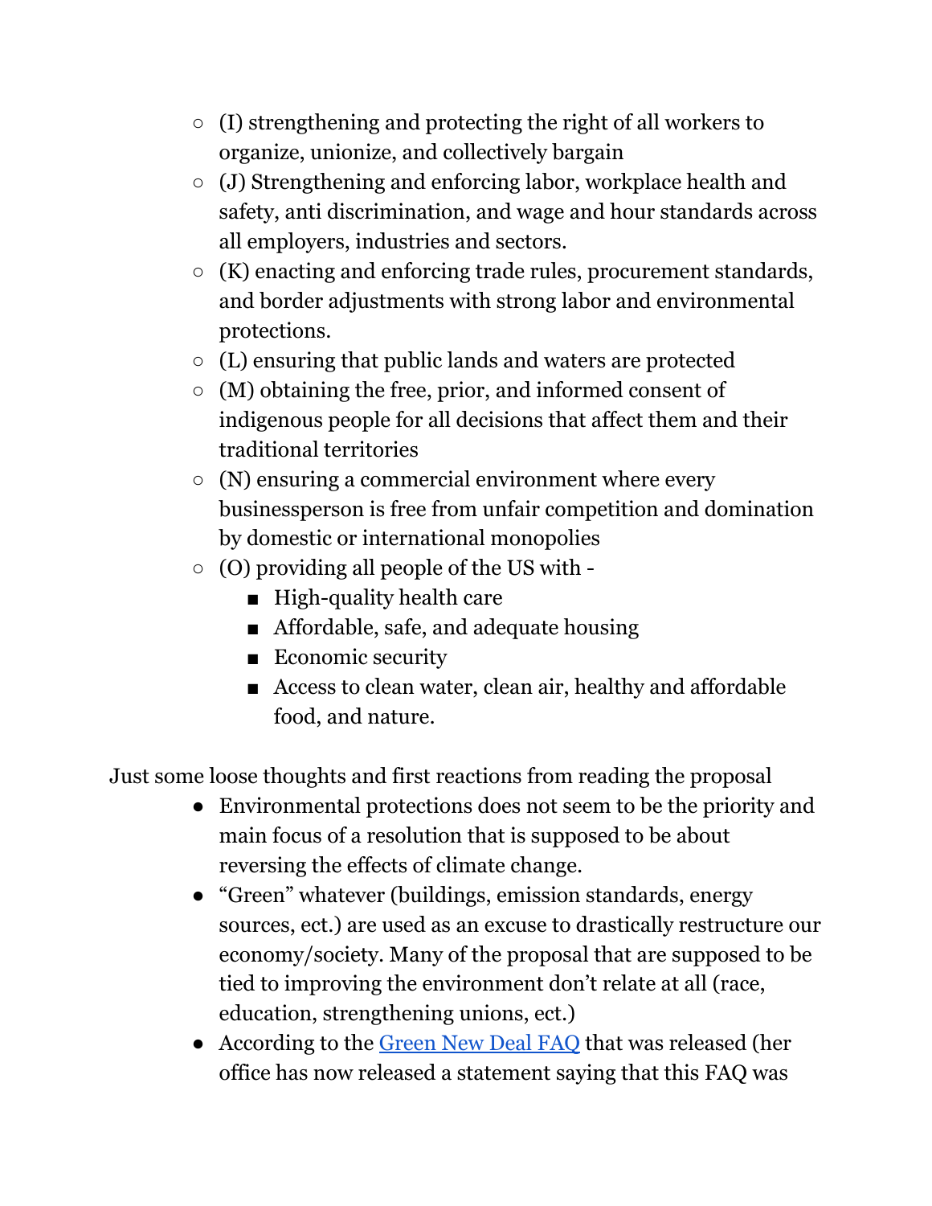- (I) strengthening and protecting the right of all workers to organize, unionize, and collectively bargain
- (J) Strengthening and enforcing labor, workplace health and safety, anti discrimination, and wage and hour standards across all employers, industries and sectors.
- (K) enacting and enforcing trade rules, procurement standards, and border adjustments with strong labor and environmental protections.
- (L) ensuring that public lands and waters are protected
- (M) obtaining the free, prior, and informed consent of indigenous people for all decisions that affect them and their traditional territories
- (N) ensuring a commercial environment where every businessperson is free from unfair competition and domination by domestic or international monopolies
- (O) providing all people of the US with -
  - High-quality health care
  - Affordable, safe, and adequate housing
  - Economic security
  - Access to clean water, clean air, healthy and affordable food, and nature.

Just some loose thoughts and first reactions from reading the proposal

- Environmental protections does not seem to be the priority and main focus of a resolution that is supposed to be about reversing the effects of climate change.
- "Green" whatever (buildings, emission standards, energy sources, ect.) are used as an excuse to drastically restructure our economy/society. Many of the proposal that are supposed to be tied to improving the environment don't relate at all (race, education, strengthening unions, ect.)
- According to the [Green New Deal FAQ](#) that was released (her office has now released a statement saying that this FAQ was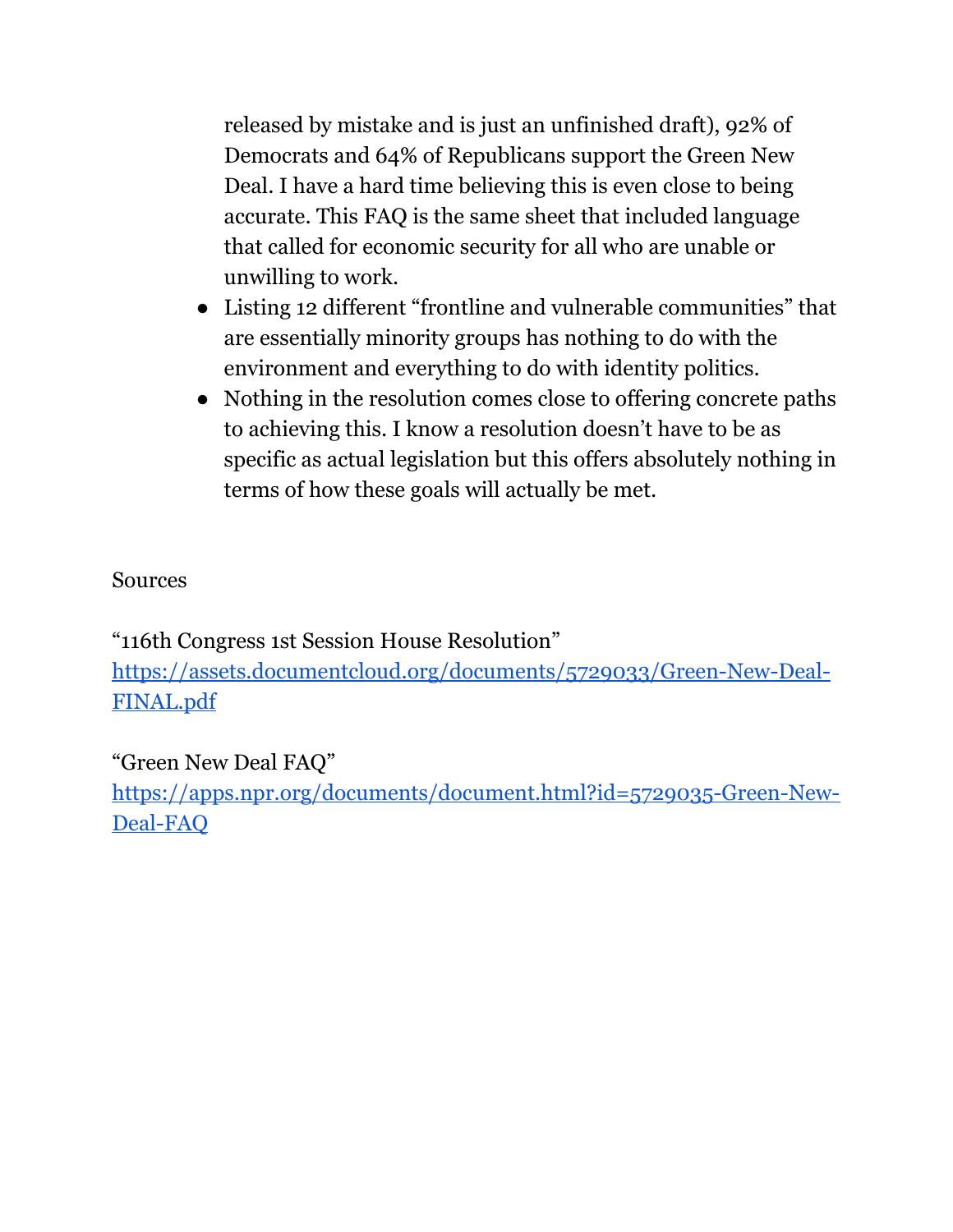released by mistake and is just an unfinished draft), 92% of Democrats and 64% of Republicans support the Green New Deal. I have a hard time believing this is even close to being accurate. This FAQ is the same sheet that included language that called for economic security for all who are unable or unwilling to work.

- Listing 12 different "frontline and vulnerable communities" that are essentially minority groups has nothing to do with the environment and everything to do with identity politics.
- Nothing in the resolution comes close to offering concrete paths to achieving this. I know a resolution doesn't have to be as specific as actual legislation but this offers absolutely nothing in terms of how these goals will actually be met.

Sources

"116th Congress 1st Session House Resolution"
[https://assets.documentcloud.org/documents/5729033/Green-New-Deal-FINAL.pdf](https://assets.documentcloud.org/documents/5729033/Green-New-Deal-FINAL.pdf)

"Green New Deal FAQ"
[https://apps.npr.org/documents/document.html?id=5729035-Green-New-Deal-FAQ](https://apps.npr.org/documents/document.html?id=5729035-Green-New-Deal-FAQ)